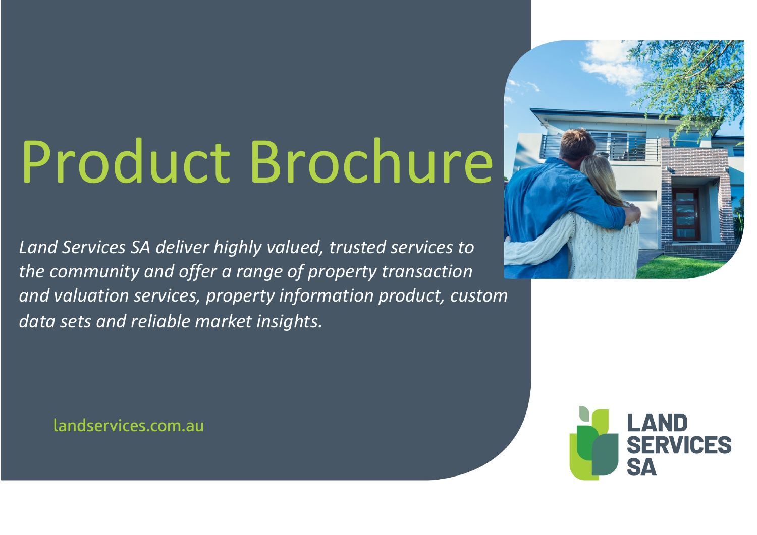# Product Brochure

*Land Services SA deliver highly valued, trusted services to the community and offer a range of property transaction and valuation services, property information product, custom data sets and reliable market insights.*

landservices.com.au

LAND SERVICES SA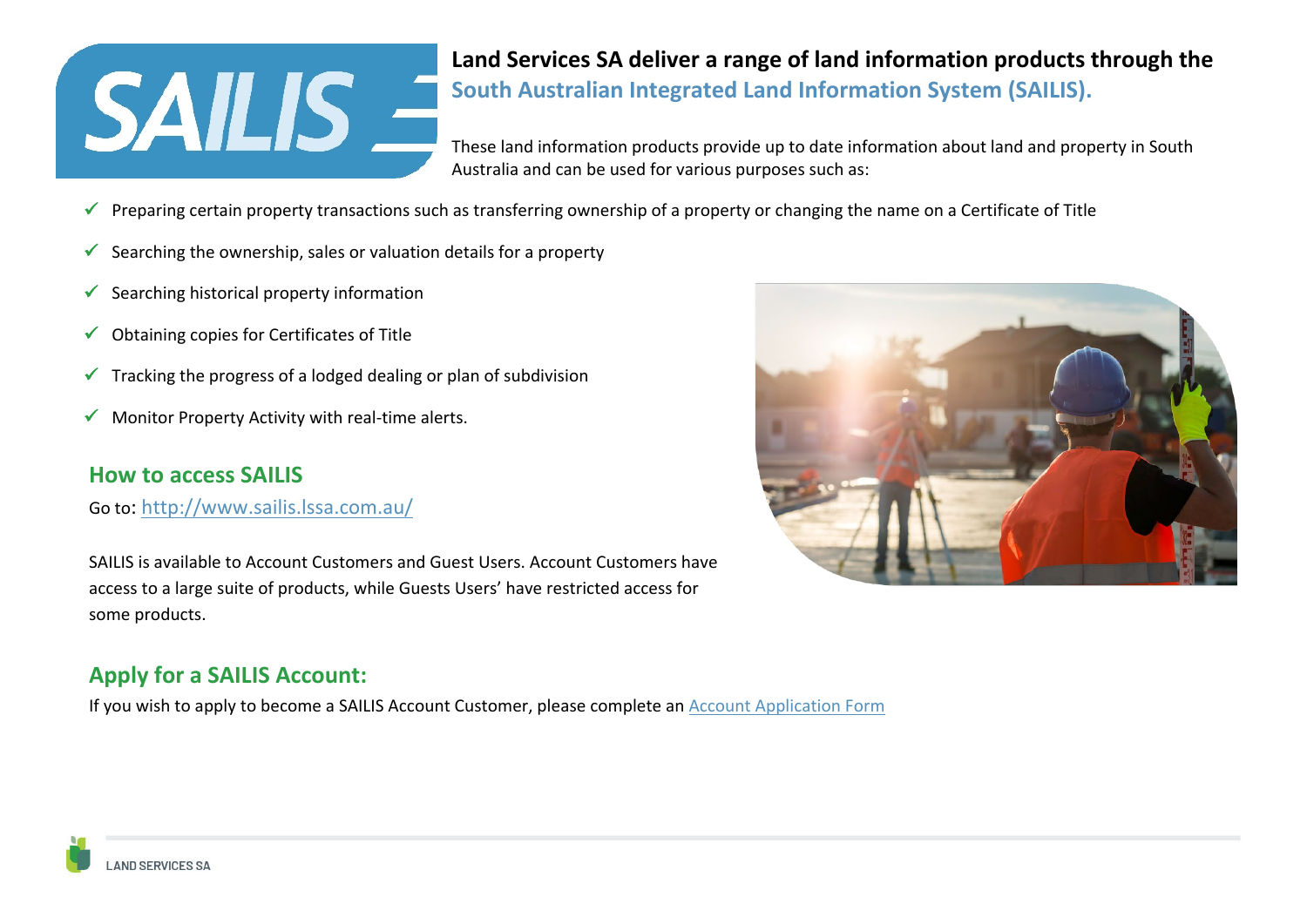# Land Services SA deliver a range of land information products through the South Australian Integrated Land Information System (SAILIS).

These land information products provide up to date information about land and property in South Australia and can be used for various purposes such as:

- ✓ Preparing certain property transactions such as transferring ownership of a property or changing the name on a Certificate of Title
- ✓ Searching the ownership, sales or valuation details for a property
- ✓ Searching historical property information
- ✓ Obtaining copies for Certificates of Title
- ✓ Tracking the progress of a lodged dealing or plan of subdivision
- ✓ Monitor Property Activity with real-time alerts.

## How to access SAILIS

Go to: [http://www.sailis.lssa.com.au/](http://www.sailis.lssa.com.au/)

SAILIS is available to Account Customers and Guest Users. Account Customers have access to a large suite of products, while Guests Users' have restricted access for some products.

## Apply for a SAILIS Account:

If you wish to apply to become a SAILIS Account Customer, please complete an Account Application Form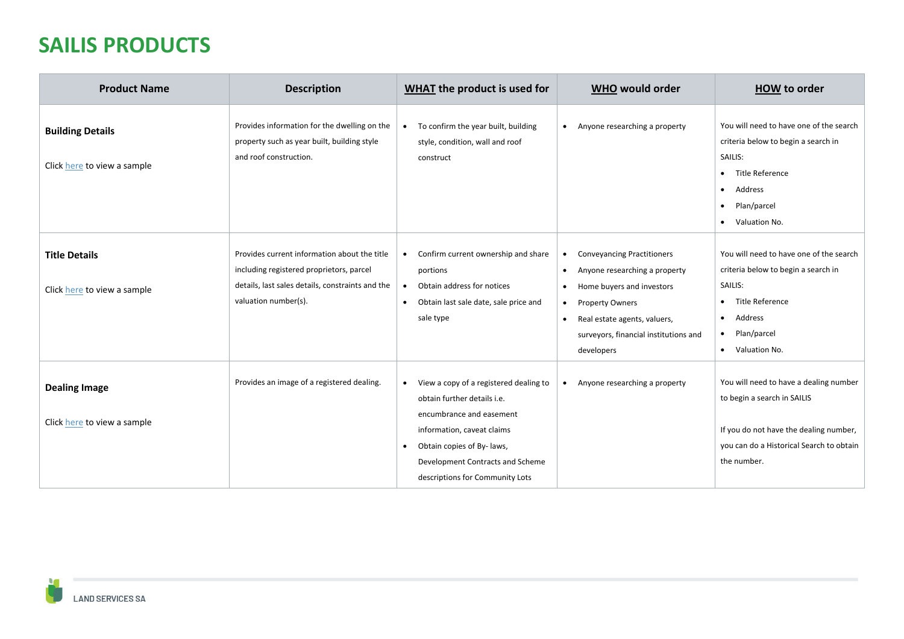# SAILIS PRODUCTS

| Product Name | Description | WHAT the product is used for | WHO would order | HOW to order |
|---|---|---|---|---|
| **Building Details**<br><br>Click here to view a sample | Provides information for the dwelling on the property such as year built, building style and roof construction. | • To confirm the year built, building style, condition, wall and roof construct | • Anyone researching a property | You will need to have one of the search criteria below to begin a search in SAILIS:<br>• Title Reference<br>• Address<br>• Plan/parcel<br>• Valuation No. |
| **Title Details**<br><br>Click here to view a sample | Provides current information about the title including registered proprietors, parcel details, last sales details, constraints and the valuation number(s). | • Confirm current ownership and share portions<br>• Obtain address for notices<br>• Obtain last sale date, sale price and sale type | • Conveyancing Practitioners<br>• Anyone researching a property<br>• Home buyers and investors<br>• Property Owners<br>• Real estate agents, valuers, surveyors, financial institutions and developers | You will need to have one of the search criteria below to begin a search in SAILIS:<br>• Title Reference<br>• Address<br>• Plan/parcel<br>• Valuation No. |
| **Dealing Image**<br><br>Click here to view a sample | Provides an image of a registered dealing. | • View a copy of a registered dealing to obtain further details i.e. encumbrance and easement information, caveat claims<br>• Obtain copies of By- laws, Development Contracts and Scheme descriptions for Community Lots | • Anyone researching a property | You will need to have a dealing number to begin a search in SAILIS<br><br>If you do not have the dealing number, you can do a Historical Search to obtain the number. |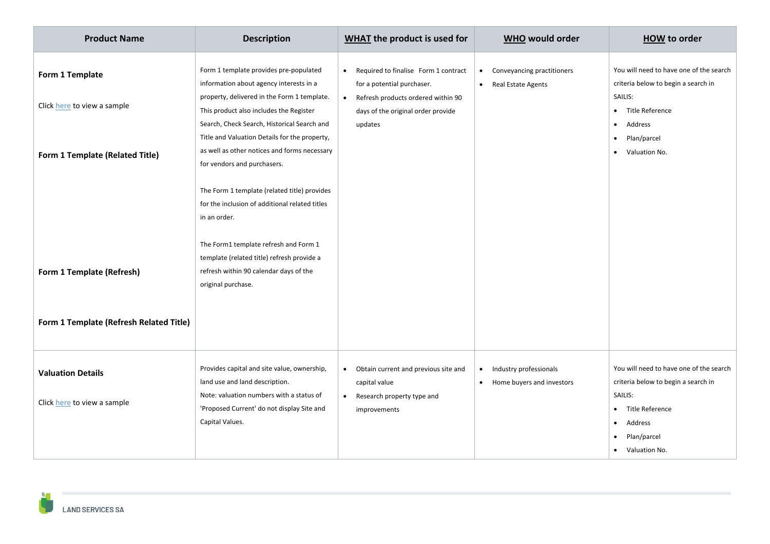| Product Name | Description | WHAT the product is used for | WHO would order | HOW to order |
|---|---|---|---|---|
| **Form 1 Template**<br><br>Click here to view a sample<br><br>**Form 1 Template (Related Title)**<br><br>**Form 1 Template (Refresh)**<br><br>**Form 1 Template (Refresh Related Title)** | Form 1 template provides pre-populated information about agency interests in a property, delivered in the Form 1 template. This product also includes the Register Search, Check Search, Historical Search and Title and Valuation Details for the property, as well as other notices and forms necessary for vendors and purchasers.<br><br>The Form 1 template (related title) provides for the inclusion of additional related titles in an order.<br><br>The Form1 template refresh and Form 1 template (related title) refresh provide a refresh within 90 calendar days of the original purchase. | • Required to finalise Form 1 contract for a potential purchaser.<br>• Refresh products ordered within 90 days of the original order provide updates | • Conveyancing practitioners<br>• Real Estate Agents | You will need to have one of the search criteria below to begin a search in SAILIS:<br>• Title Reference<br>• Address<br>• Plan/parcel<br>• Valuation No. |
| **Valuation Details**<br><br>Click here to view a sample | Provides capital and site value, ownership, land use and land description.<br>Note: valuation numbers with a status of 'Proposed Current' do not display Site and Capital Values. | • Obtain current and previous site and capital value<br>• Research property type and improvements | • Industry professionals<br>• Home buyers and investors | You will need to have one of the search criteria below to begin a search in SAILIS:<br>• Title Reference<br>• Address<br>• Plan/parcel<br>• Valuation No. |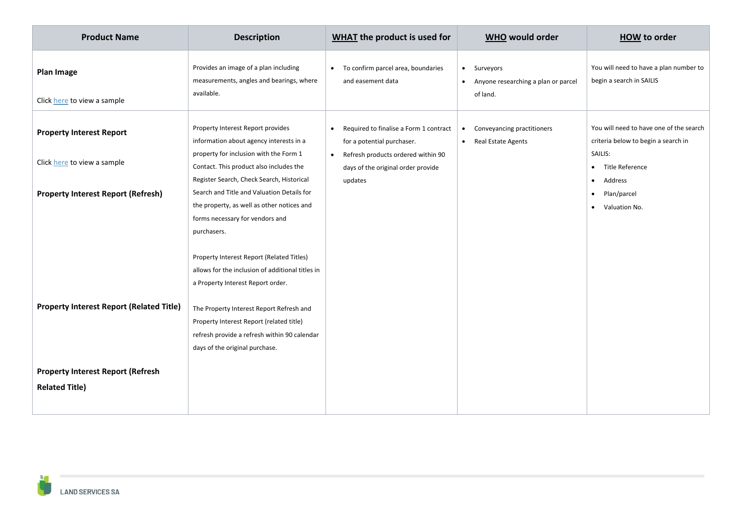| Product Name | Description | WHAT the product is used for | WHO would order | HOW to order |
|---|---|---|---|---|
| **Plan Image**<br><br>Click here to view a sample | Provides an image of a plan including measurements, angles and bearings, where available. | • To confirm parcel area, boundaries and easement data | • Surveyors<br>• Anyone researching a plan or parcel of land. | You will need to have a plan number to begin a search in SAILIS |
| **Property Interest Report**<br><br>Click here to view a sample<br><br>**Property Interest Report (Refresh)**<br><br>**Property Interest Report (Related Title)**<br><br>**Property Interest Report (Refresh Related Title)** | Property Interest Report provides information about agency interests in a property for inclusion with the Form 1 Contact. This product also includes the Register Search, Check Search, Historical Search and Title and Valuation Details for the property, as well as other notices and forms necessary for vendors and purchasers.<br><br>Property Interest Report (Related Titles) allows for the inclusion of additional titles in a Property Interest Report order.<br><br>The Property Interest Report Refresh and Property Interest Report (related title) refresh provide a refresh within 90 calendar days of the original purchase. | • Required to finalise a Form 1 contract for a potential purchaser.<br>• Refresh products ordered within 90 days of the original order provide updates | • Conveyancing practitioners<br>• Real Estate Agents | You will need to have one of the search criteria below to begin a search in SAILIS:<br>• Title Reference<br>• Address<br>• Plan/parcel<br>• Valuation No. |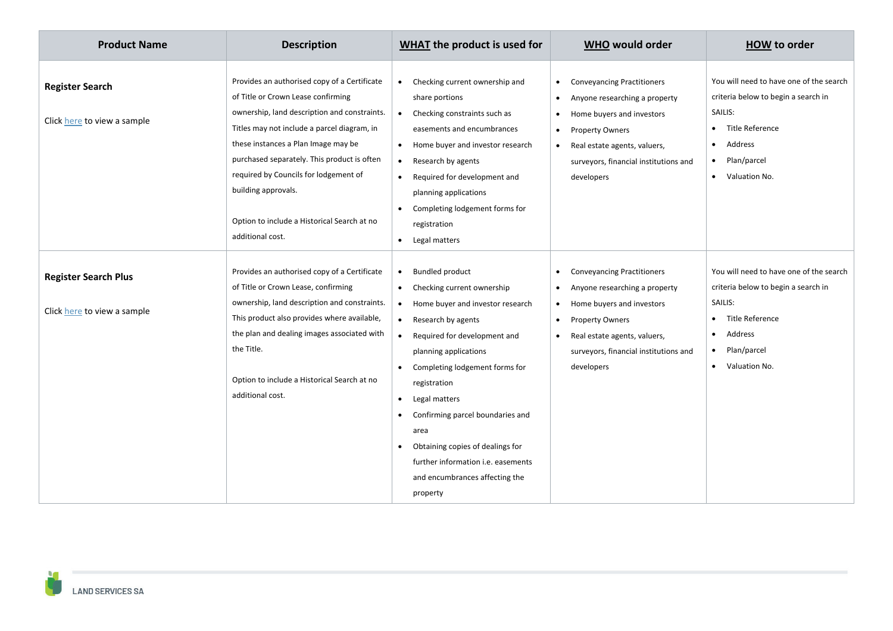| Product Name | Description | **WHAT** the product is used for | **WHO** would order | **HOW** to order |
|---|---|---|---|---|
| **Register Search**<br><br>Click here to view a sample | Provides an authorised copy of a Certificate of Title or Crown Lease confirming ownership, land description and constraints. Titles may not include a parcel diagram, in these instances a Plan Image may be purchased separately. This product is often required by Councils for lodgement of building approvals.<br><br>Option to include a Historical Search at no additional cost. | • Checking current ownership and share portions<br>• Checking constraints such as easements and encumbrances<br>• Home buyer and investor research<br>• Research by agents<br>• Required for development and planning applications<br>• Completing lodgement forms for registration<br>• Legal matters | • Conveyancing Practitioners<br>• Anyone researching a property<br>• Home buyers and investors<br>• Property Owners<br>• Real estate agents, valuers, surveyors, financial institutions and developers | You will need to have one of the search criteria below to begin a search in SAILIS:<br>• Title Reference<br>• Address<br>• Plan/parcel<br>• Valuation No. |
| **Register Search Plus**<br><br>Click here to view a sample | Provides an authorised copy of a Certificate of Title or Crown Lease, confirming ownership, land description and constraints. This product also provides where available, the plan and dealing images associated with the Title.<br><br>Option to include a Historical Search at no additional cost. | • Bundled product<br>• Checking current ownership<br>• Home buyer and investor research<br>• Research by agents<br>• Required for development and planning applications<br>• Completing lodgement forms for registration<br>• Legal matters<br>• Confirming parcel boundaries and area<br>• Obtaining copies of dealings for further information i.e. easements and encumbrances affecting the property | • Conveyancing Practitioners<br>• Anyone researching a property<br>• Home buyers and investors<br>• Property Owners<br>• Real estate agents, valuers, surveyors, financial institutions and developers | You will need to have one of the search criteria below to begin a search in SAILIS:<br>• Title Reference<br>• Address<br>• Plan/parcel<br>• Valuation No. |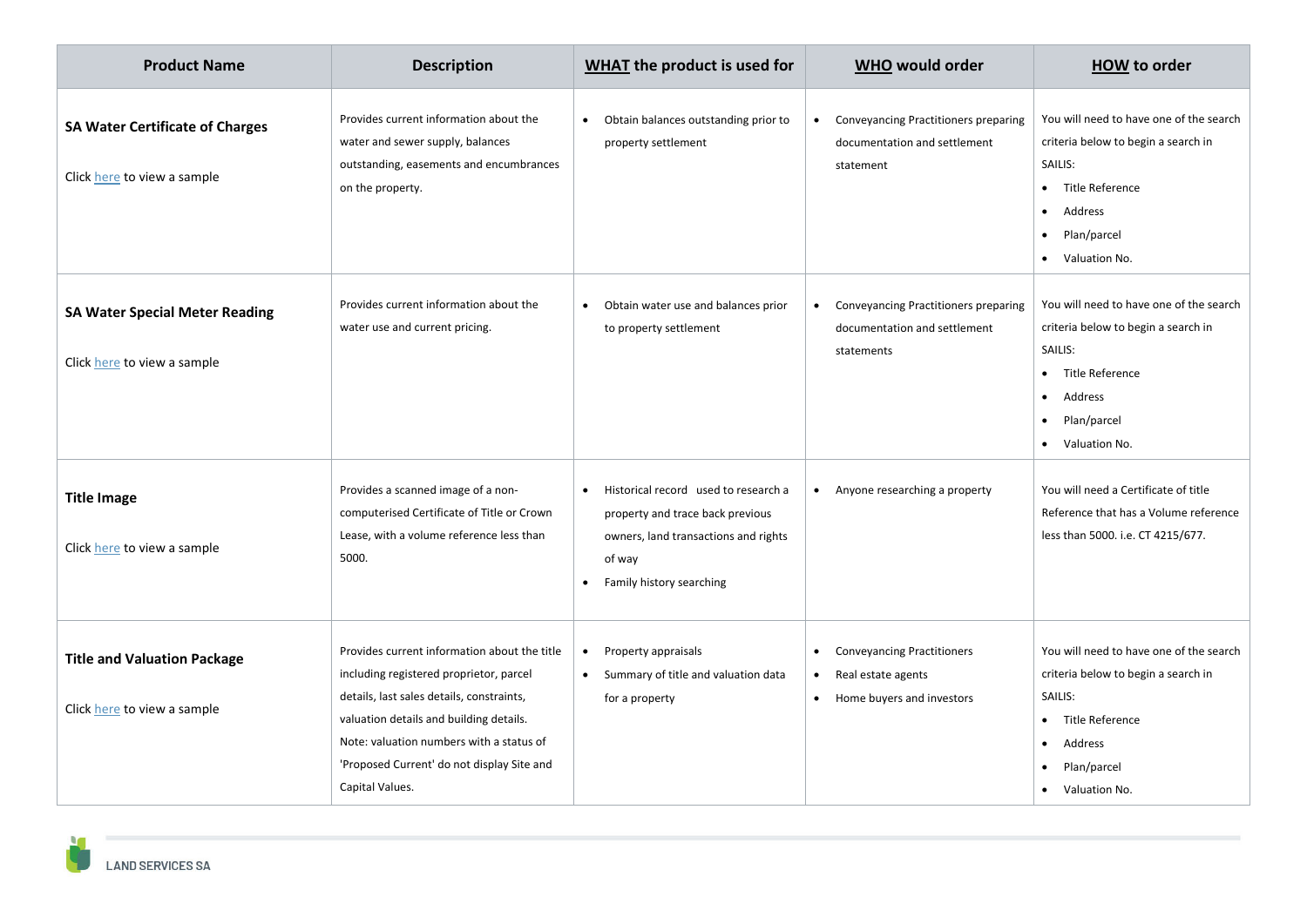| Product Name | Description | <u>WHAT</u> the product is used for | <u>WHO</u> would order | <u>HOW</u> to order |
|---|---|---|---|---|
| **SA Water Certificate of Charges**<br><br>Click [here]() to view a sample | Provides current information about the water and sewer supply, balances outstanding, easements and encumbrances on the property. | • Obtain balances outstanding prior to property settlement | • Conveyancing Practitioners preparing documentation and settlement statement | You will need to have one of the search criteria below to begin a search in SAILIS:<br>• Title Reference<br>• Address<br>• Plan/parcel<br>• Valuation No. |
| **SA Water Special Meter Reading**<br><br>Click [here]() to view a sample | Provides current information about the water use and current pricing. | • Obtain water use and balances prior to property settlement | • Conveyancing Practitioners preparing documentation and settlement statements | You will need to have one of the search criteria below to begin a search in SAILIS:<br>• Title Reference<br>• Address<br>• Plan/parcel<br>• Valuation No. |
| **Title Image**<br><br>Click [here]() to view a sample | Provides a scanned image of a non-computerised Certificate of Title or Crown Lease, with a volume reference less than 5000. | • Historical record used to research a property and trace back previous owners, land transactions and rights of way<br>• Family history searching | • Anyone researching a property | You will need a Certificate of title Reference that has a Volume reference less than 5000. i.e. CT 4215/677. |
| **Title and Valuation Package**<br><br>Click [here]() to view a sample | Provides current information about the title including registered proprietor, parcel details, last sales details, constraints, valuation details and building details. Note: valuation numbers with a status of 'Proposed Current' do not display Site and Capital Values. | • Property appraisals<br>• Summary of title and valuation data for a property | • Conveyancing Practitioners<br>• Real estate agents<br>• Home buyers and investors | You will need to have one of the search criteria below to begin a search in SAILIS:<br>• Title Reference<br>• Address<br>• Plan/parcel<br>• Valuation No. |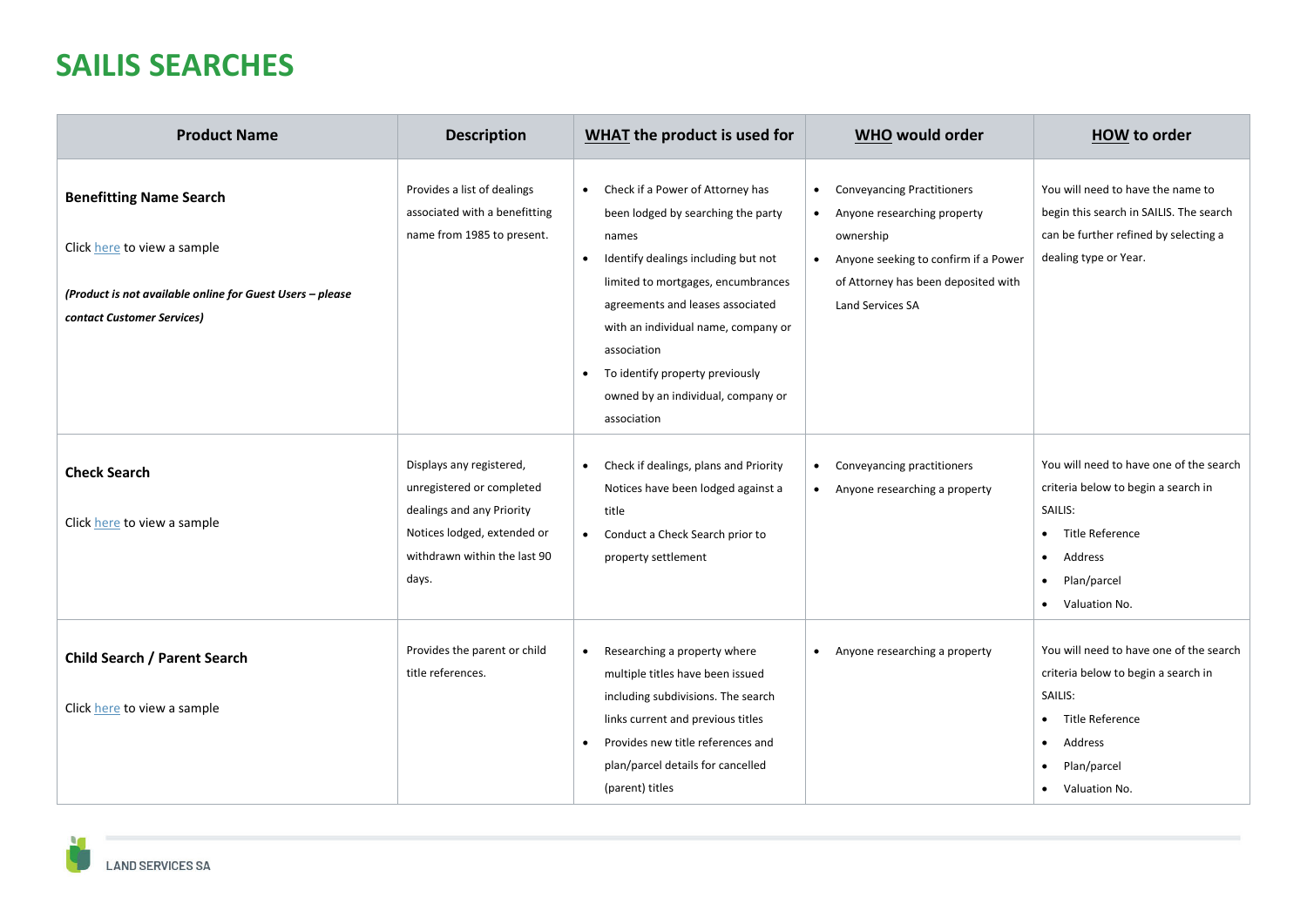# SAILIS SEARCHES

| Product Name | Description | WHAT the product is used for | WHO would order | HOW to order |
|---|---|---|---|---|
| **Benefitting Name Search**<br><br>Click [here](here) to view a sample<br><br>***(Product is not available online for Guest Users – please contact Customer Services)*** | Provides a list of dealings associated with a benefitting name from 1985 to present. | • Check if a Power of Attorney has been lodged by searching the party names<br>• Identify dealings including but not limited to mortgages, encumbrances agreements and leases associated with an individual name, company or association<br>• To identify property previously owned by an individual, company or association | • Conveyancing Practitioners<br>• Anyone researching property ownership<br>• Anyone seeking to confirm if a Power of Attorney has been deposited with Land Services SA | You will need to have the name to begin this search in SAILIS. The search can be further refined by selecting a dealing type or Year. |
| **Check Search**<br><br>Click [here](here) to view a sample | Displays any registered, unregistered or completed dealings and any Priority Notices lodged, extended or withdrawn within the last 90 days. | • Check if dealings, plans and Priority Notices have been lodged against a title<br>• Conduct a Check Search prior to property settlement | • Conveyancing practitioners<br>• Anyone researching a property | You will need to have one of the search criteria below to begin a search in SAILIS:<br>• Title Reference<br>• Address<br>• Plan/parcel<br>• Valuation No. |
| **Child Search / Parent Search**<br><br>Click [here](here) to view a sample | Provides the parent or child title references. | • Researching a property where multiple titles have been issued including subdivisions. The search links current and previous titles<br>• Provides new title references and plan/parcel details for cancelled (parent) titles | • Anyone researching a property | You will need to have one of the search criteria below to begin a search in SAILIS:<br>• Title Reference<br>• Address<br>• Plan/parcel<br>• Valuation No. |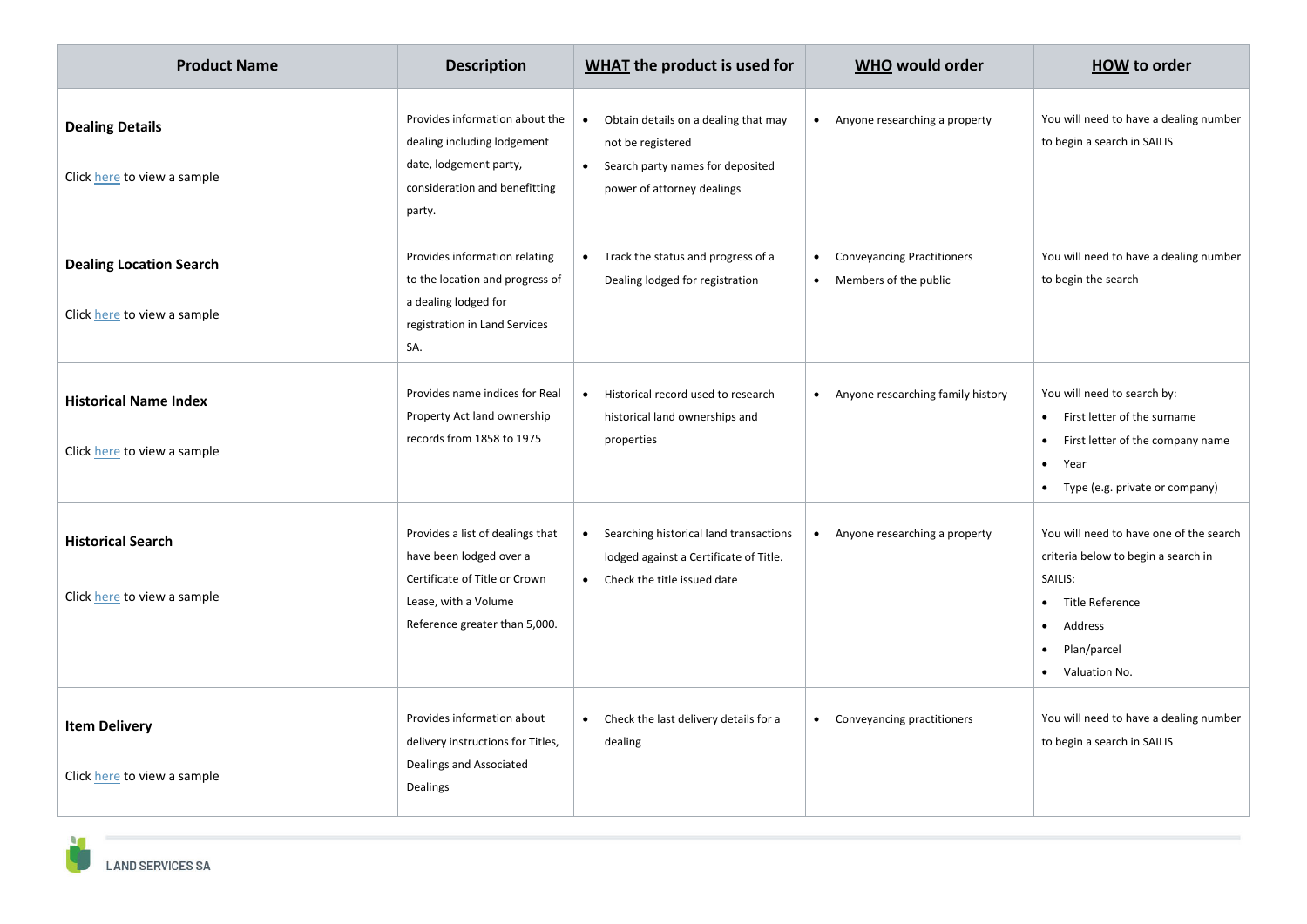| Product Name | Description | WHAT the product is used for | WHO would order | HOW to order |
|---|---|---|---|---|
| **Dealing Details**<br><br>Click here to view a sample | Provides information about the dealing including lodgement date, lodgement party, consideration and benefitting party. | • Obtain details on a dealing that may not be registered<br>• Search party names for deposited power of attorney dealings | • Anyone researching a property | You will need to have a dealing number to begin a search in SAILIS |
| **Dealing Location Search**<br><br>Click here to view a sample | Provides information relating to the location and progress of a dealing lodged for registration in Land Services SA. | • Track the status and progress of a Dealing lodged for registration | • Conveyancing Practitioners<br>• Members of the public | You will need to have a dealing number to begin the search |
| **Historical Name Index**<br><br>Click here to view a sample | Provides name indices for Real Property Act land ownership records from 1858 to 1975 | • Historical record used to research historical land ownerships and properties | • Anyone researching family history | You will need to search by:<br>• First letter of the surname<br>• First letter of the company name<br>• Year<br>• Type (e.g. private or company) |
| **Historical Search**<br><br>Click here to view a sample | Provides a list of dealings that have been lodged over a Certificate of Title or Crown Lease, with a Volume Reference greater than 5,000. | • Searching historical land transactions lodged against a Certificate of Title.<br>• Check the title issued date | • Anyone researching a property | You will need to have one of the search criteria below to begin a search in SAILIS:<br>• Title Reference<br>• Address<br>• Plan/parcel<br>• Valuation No. |
| **Item Delivery**<br><br>Click here to view a sample | Provides information about delivery instructions for Titles, Dealings and Associated Dealings | • Check the last delivery details for a dealing | • Conveyancing practitioners | You will need to have a dealing number to begin a search in SAILIS |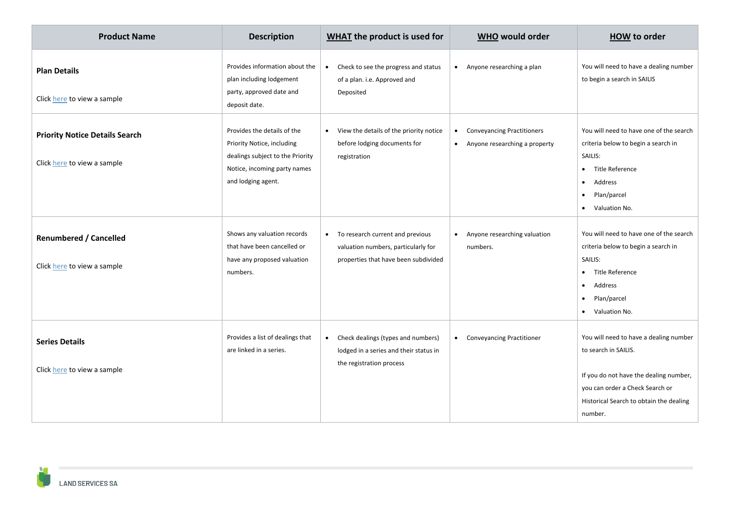| Product Name | Description | WHAT the product is used for | WHO would order | HOW to order |
|---|---|---|---|---|
| **Plan Details**<br><br>Click here to view a sample | Provides information about the plan including lodgement party, approved date and deposit date. | • Check to see the progress and status of a plan. i.e. Approved and Deposited | • Anyone researching a plan | You will need to have a dealing number to begin a search in SAILIS |
| **Priority Notice Details Search**<br><br>Click here to view a sample | Provides the details of the Priority Notice, including dealings subject to the Priority Notice, incoming party names and lodging agent. | • View the details of the priority notice before lodging documents for registration | • Conveyancing Practitioners<br>• Anyone researching a property | You will need to have one of the search criteria below to begin a search in SAILIS:<br>• Title Reference<br>• Address<br>• Plan/parcel<br>• Valuation No. |
| **Renumbered / Cancelled**<br><br>Click here to view a sample | Shows any valuation records that have been cancelled or have any proposed valuation numbers. | • To research current and previous valuation numbers, particularly for properties that have been subdivided | • Anyone researching valuation numbers. | You will need to have one of the search criteria below to begin a search in SAILIS:<br>• Title Reference<br>• Address<br>• Plan/parcel<br>• Valuation No. |
| **Series Details**<br><br>Click here to view a sample | Provides a list of dealings that are linked in a series. | • Check dealings (types and numbers) lodged in a series and their status in the registration process | • Conveyancing Practitioner | You will need to have a dealing number to search in SAILIS.<br><br>If you do not have the dealing number, you can order a Check Search or Historical Search to obtain the dealing number. |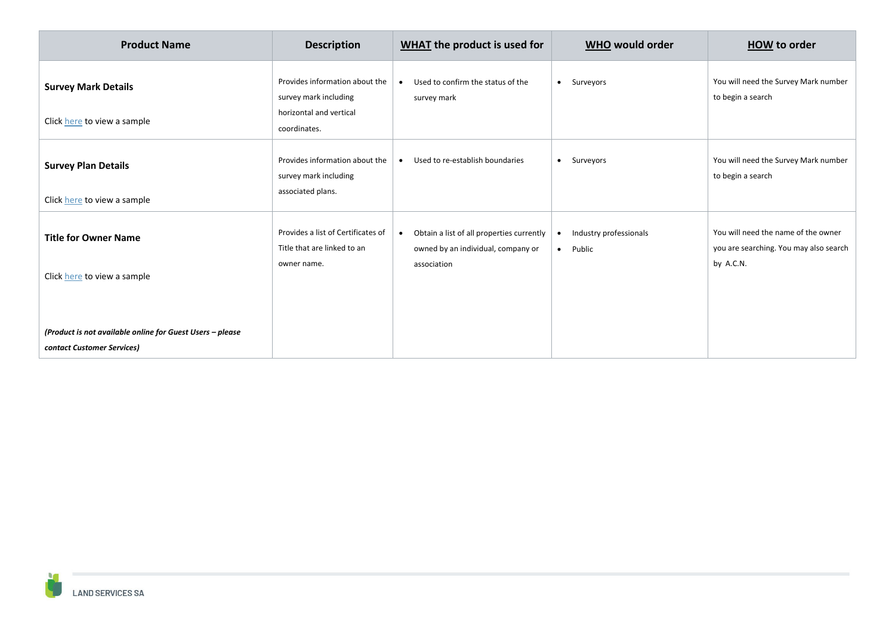| Product Name | Description | <u>WHAT</u> the product is used for | <u>WHO</u> would order | <u>HOW</u> to order |
|---|---|---|---|---|
| **Survey Mark Details**<br><br>Click here to view a sample | Provides information about the survey mark including horizontal and vertical coordinates. | • Used to confirm the status of the survey mark | • Surveyors | You will need the Survey Mark number to begin a search |
| **Survey Plan Details**<br><br>Click here to view a sample | Provides information about the survey mark including associated plans. | • Used to re-establish boundaries | • Surveyors | You will need the Survey Mark number to begin a search |
| **Title for Owner Name**<br><br>Click here to view a sample<br><br>***(Product is not available online for Guest Users – please contact Customer Services)*** | Provides a list of Certificates of Title that are linked to an owner name. | • Obtain a list of all properties currently owned by an individual, company or association | • Industry professionals<br>• Public | You will need the name of the owner you are searching. You may also search by A.C.N. |